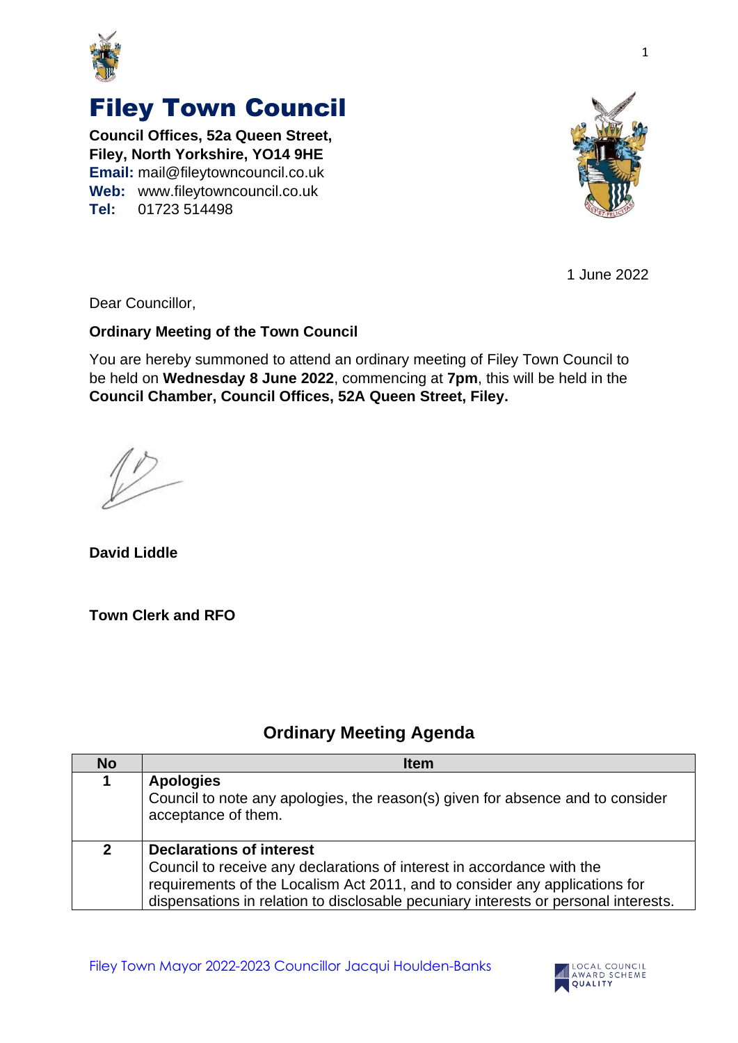# Filey Town Council

**Council Offices, 52a Queen Street,**
**Filey, North Yorkshire, YO14 9HE**
**Email:** mail@fileytowncouncil.co.uk
**Web:** www.fileytowncouncil.co.uk
**Tel:** 01723 514498

1 June 2022

Dear Councillor,

**Ordinary Meeting of the Town Council**

You are hereby summoned to attend an ordinary meeting of Filey Town Council to be held on **Wednesday 8 June 2022**, commencing at **7pm**, this will be held in the **Council Chamber, Council Offices, 52A Queen Street, Filey.**

**David Liddle**

**Town Clerk and RFO**

## Ordinary Meeting Agenda

| No | Item |
|---|---|
| **1** | **Apologies**<br>Council to note any apologies, the reason(s) given for absence and to consider acceptance of them. |
| **2** | **Declarations of interest**<br>Council to receive any declarations of interest in accordance with the requirements of the Localism Act 2011, and to consider any applications for dispensations in relation to disclosable pecuniary interests or personal interests. |

Filey Town Mayor 2022-2023 Councillor Jacqui Houlden-Banks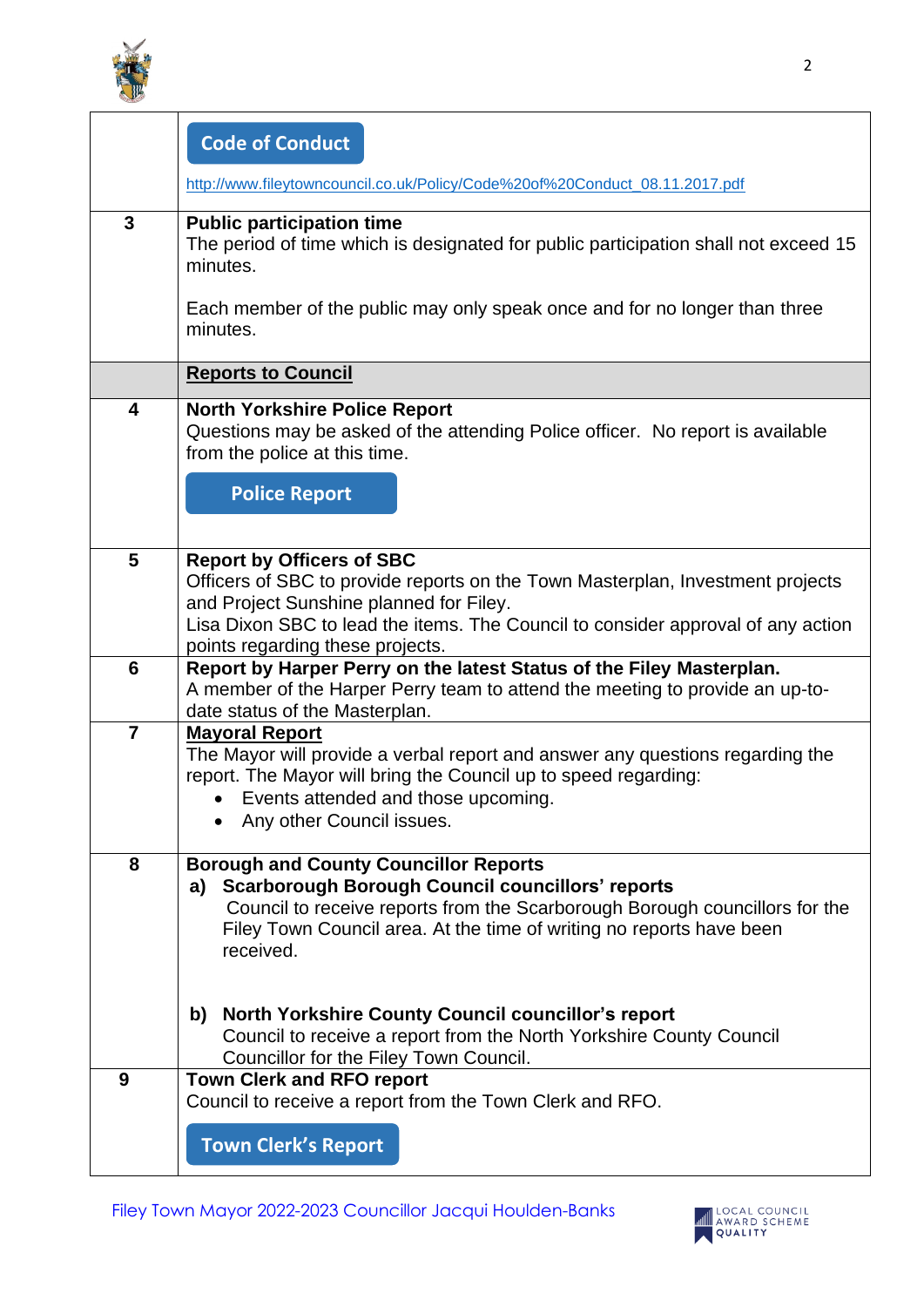| | |
|---|---|
| | **Code of Conduct** <br> http://www.fileytowncouncil.co.uk/Policy/Code%20of%20Conduct_08.11.2017.pdf |
| **3** | **Public participation time** <br> The period of time which is designated for public participation shall not exceed 15 minutes. <br><br> Each member of the public may only speak once and for no longer than three minutes. |
| | **Reports to Council** |
| **4** | **North Yorkshire Police Report** <br> Questions may be asked of the attending Police officer. No report is available from the police at this time. <br><br> **Police Report** |
| **5** | **Report by Officers of SBC** <br> Officers of SBC to provide reports on the Town Masterplan, Investment projects and Project Sunshine planned for Filey. <br> Lisa Dixon SBC to lead the items. The Council to consider approval of any action points regarding these projects. |
| **6** | **Report by Harper Perry on the latest Status of the Filey Masterplan.** <br> A member of the Harper Perry team to attend the meeting to provide an up-to-date status of the Masterplan. |
| **7** | **Mayoral Report** <br> The Mayor will provide a verbal report and answer any questions regarding the report. The Mayor will bring the Council up to speed regarding: <br> • Events attended and those upcoming. <br> • Any other Council issues. |
| **8** | **Borough and County Councillor Reports** <br> **a) Scarborough Borough Council councillors' reports** <br> Council to receive reports from the Scarborough Borough councillors for the Filey Town Council area. At the time of writing no reports have been received. <br><br> **b) North Yorkshire County Council councillor's report** <br> Council to receive a report from the North Yorkshire County Council Councillor for the Filey Town Council. |
| **9** | **Town Clerk and RFO report** <br> Council to receive a report from the Town Clerk and RFO. <br><br> **Town Clerk's Report** |

Filey Town Mayor 2022-2023 Councillor Jacqui Houlden-Banks

LOCAL COUNCIL AWARD SCHEME QUALITY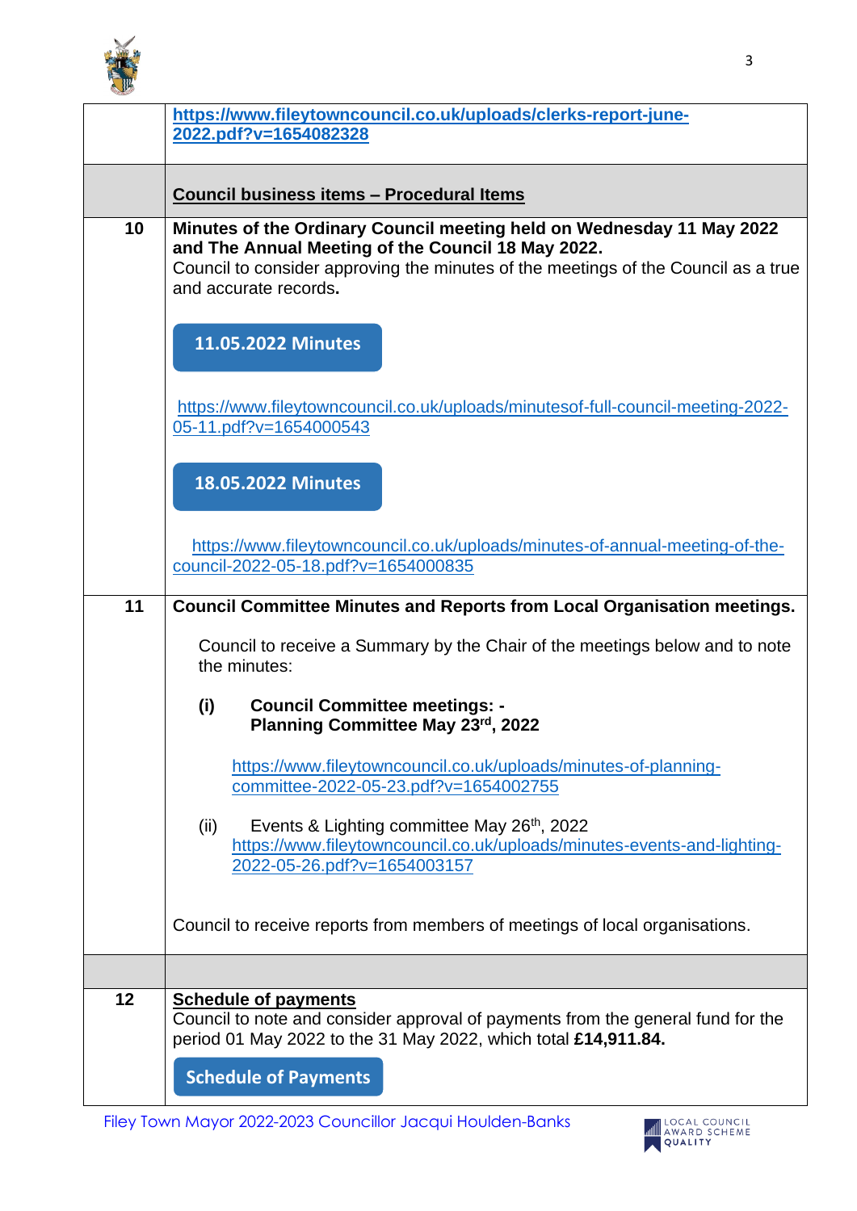| | |
|---|---|
| | **https://www.fileytowncouncil.co.uk/uploads/clerks-report-june-2022.pdf?v=1654082328** |
| | **Council business items – Procedural Items** |
| **10** | **Minutes of the Ordinary Council meeting held on Wednesday 11 May 2022 and The Annual Meeting of the Council 18 May 2022.**<br>Council to consider approving the minutes of the meetings of the Council as a true and accurate records**.**<br><br>**11.05.2022 Minutes**<br><br>https://www.fileytowncouncil.co.uk/uploads/minutesof-full-council-meeting-2022-05-11.pdf?v=1654000543<br><br>**18.05.2022 Minutes**<br><br>https://www.fileytowncouncil.co.uk/uploads/minutes-of-annual-meeting-of-the-council-2022-05-18.pdf?v=1654000835 |
| **11** | **Council Committee Minutes and Reports from Local Organisation meetings.**<br><br>Council to receive a Summary by the Chair of the meetings below and to note the minutes:<br><br>**(i) Council Committee meetings: -**<br>**Planning Committee May 23rd, 2022**<br><br>https://www.fileytowncouncil.co.uk/uploads/minutes-of-planning-committee-2022-05-23.pdf?v=1654002755<br><br>(ii) Events & Lighting committee May 26th, 2022<br>https://www.fileytowncouncil.co.uk/uploads/minutes-events-and-lighting-2022-05-26.pdf?v=1654003157<br><br>Council to receive reports from members of meetings of local organisations. |
| | |
| **12** | **Schedule of payments**<br>Council to note and consider approval of payments from the general fund for the period 01 May 2022 to the 31 May 2022, which total **£14,911.84.**<br><br>**Schedule of Payments** |

Filey Town Mayor 2022-2023 Councillor Jacqui Houlden-Banks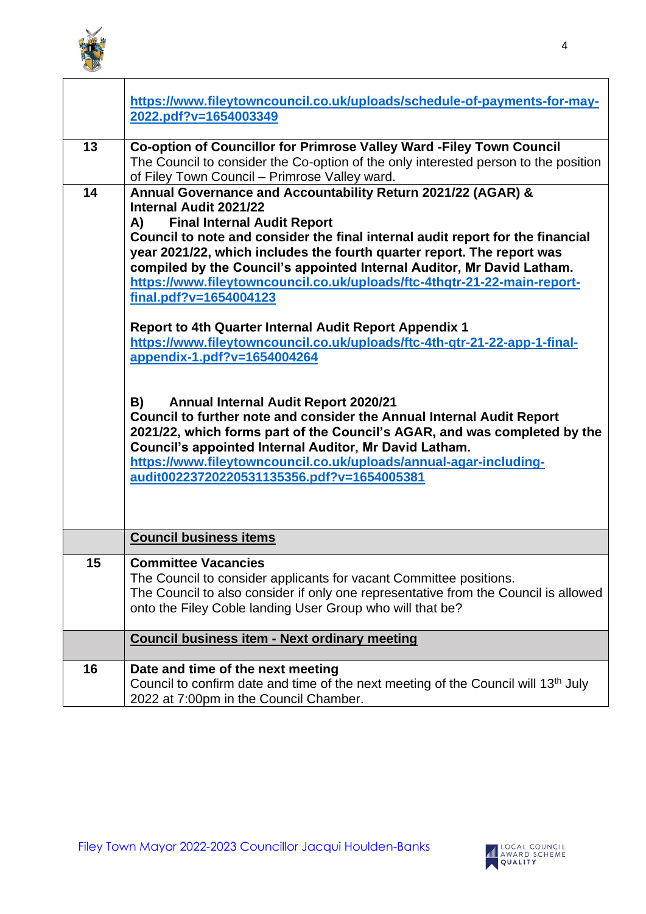| | |
|---|---|
| | https://www.fileytowncouncil.co.uk/uploads/schedule-of-payments-for-may-2022.pdf?v=1654003349 |
| **13** | **Co-option of Councillor for Primrose Valley Ward -Filey Town Council**<br>The Council to consider the Co-option of the only interested person to the position of Filey Town Council – Primrose Valley ward. |
| **14** | **Annual Governance and Accountability Return 2021/22 (AGAR) & Internal Audit 2021/22**<br>**A) Final Internal Audit Report**<br>**Council to note and consider the final internal audit report for the financial year 2021/22, which includes the fourth quarter report. The report was compiled by the Council's appointed Internal Auditor, Mr David Latham.**<br>**https://www.fileytowncouncil.co.uk/uploads/ftc-4thqtr-21-22-main-report-final.pdf?v=1654004123**<br><br>**Report to 4th Quarter Internal Audit Report Appendix 1**<br>**https://www.fileytowncouncil.co.uk/uploads/ftc-4th-qtr-21-22-app-1-final-appendix-1.pdf?v=1654004264**<br><br>**B) Annual Internal Audit Report 2020/21**<br>**Council to further note and consider the Annual Internal Audit Report 2021/22, which forms part of the Council's AGAR, and was completed by the Council's appointed Internal Auditor, Mr David Latham.**<br>**https://www.fileytowncouncil.co.uk/uploads/annual-agar-including-audit00223720220531135356.pdf?v=1654005381** |
| | **Council business items** |
| **15** | **Committee Vacancies**<br>The Council to consider applicants for vacant Committee positions.<br>The Council to also consider if only one representative from the Council is allowed onto the Filey Coble landing User Group who will that be? |
| | **Council business item - Next ordinary meeting** |
| **16** | **Date and time of the next meeting**<br>Council to confirm date and time of the next meeting of the Council will 13th July 2022 at 7:00pm in the Council Chamber. |

Filey Town Mayor 2022-2023 Councillor Jacqui Houlden-Banks